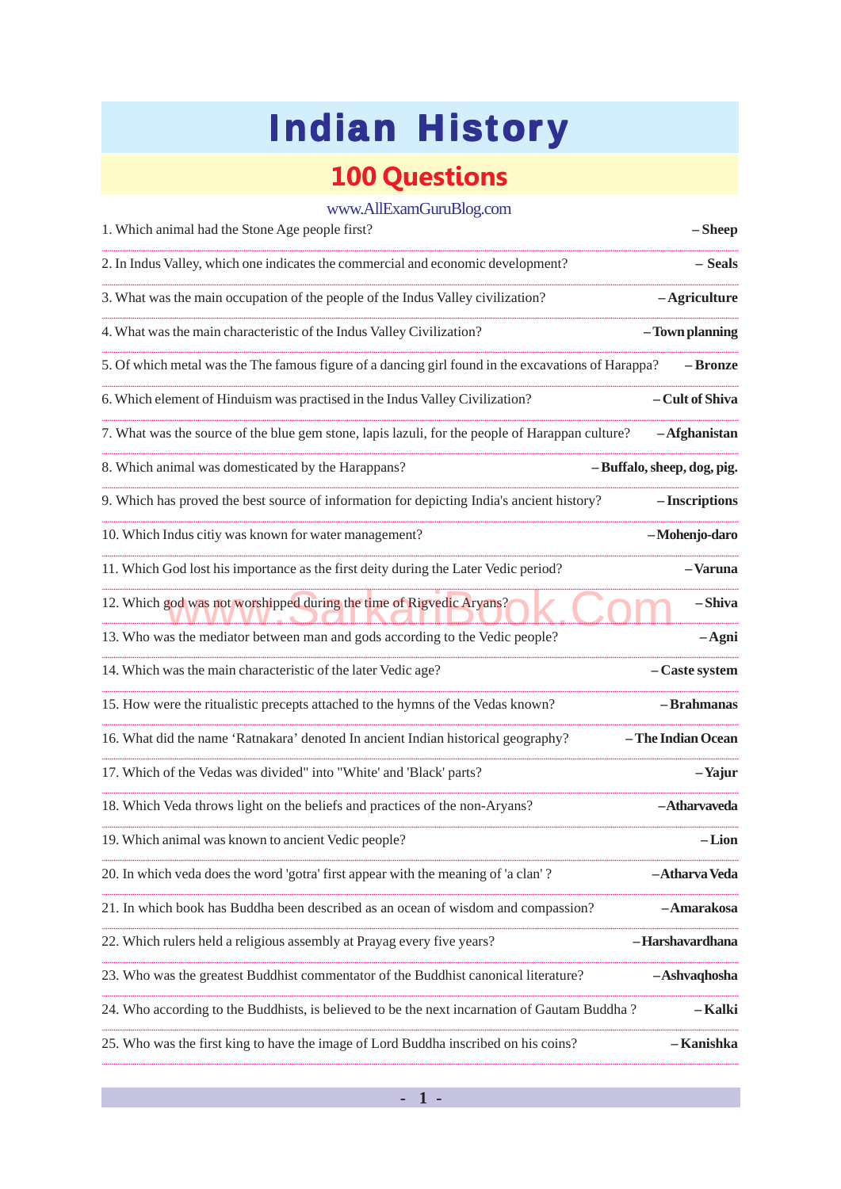# Indian History

## 100 Questions

www.AllExamGuruBlog.com

1. Which animal had the Stone Age people first? **– Sheep**

2. In Indus Valley, which one indicates the commercial and economic development? **– Seals**

3. What was the main occupation of the people of the Indus Valley civilization? **– Agriculture**

4. What was the main characteristic of the Indus Valley Civilization? **– Town planning**

5. Of which metal was the The famous figure of a dancing girl found in the excavations of Harappa? **– Bronze**

6. Which element of Hinduism was practised in the Indus Valley Civilization? **– Cult of Shiva**

7. What was the source of the blue gem stone, lapis lazuli, for the people of Harappan culture? **– Afghanistan**

8. Which animal was domesticated by the Harappans? **– Buffalo, sheep, dog, pig.**

9. Which has proved the best source of information for depicting India's ancient history? **– Inscriptions**

10. Which Indus citiy was known for water management? **– Mohenjo-daro**

11. Which God lost his importance as the first deity during the Later Vedic period? **– Varuna**

12. Which god was not worshipped during the time of Rigvedic Aryans? **– Shiva**

13. Who was the mediator between man and gods according to the Vedic people? **– Agni**

14. Which was the main characteristic of the later Vedic age? **– Caste system**

15. How were the ritualistic precepts attached to the hymns of the Vedas known? **– Brahmanas**

16. What did the name 'Ratnakara' denoted In ancient Indian historical geography? **– The Indian Ocean**

17. Which of the Vedas was divided" into "White' and 'Black' parts? **– Yajur**

18. Which Veda throws light on the beliefs and practices of the non-Aryans? **– Atharvaveda**

19. Which animal was known to ancient Vedic people? **– Lion**

20. In which veda does the word 'gotra' first appear with the meaning of 'a clan' ? **– Atharva Veda**

21. In which book has Buddha been described as an ocean of wisdom and compassion? **– Amarakosa**

22. Which rulers held a religious assembly at Prayag every five years? **– Harshavardhana**

23. Who was the greatest Buddhist commentator of the Buddhist canonical literature? **– Ashvaqhosha**

24. Who according to the Buddhists, is believed to be the next incarnation of Gautam Buddha ? **– Kalki**

25. Who was the first king to have the image of Lord Buddha inscribed on his coins? **– Kanishka**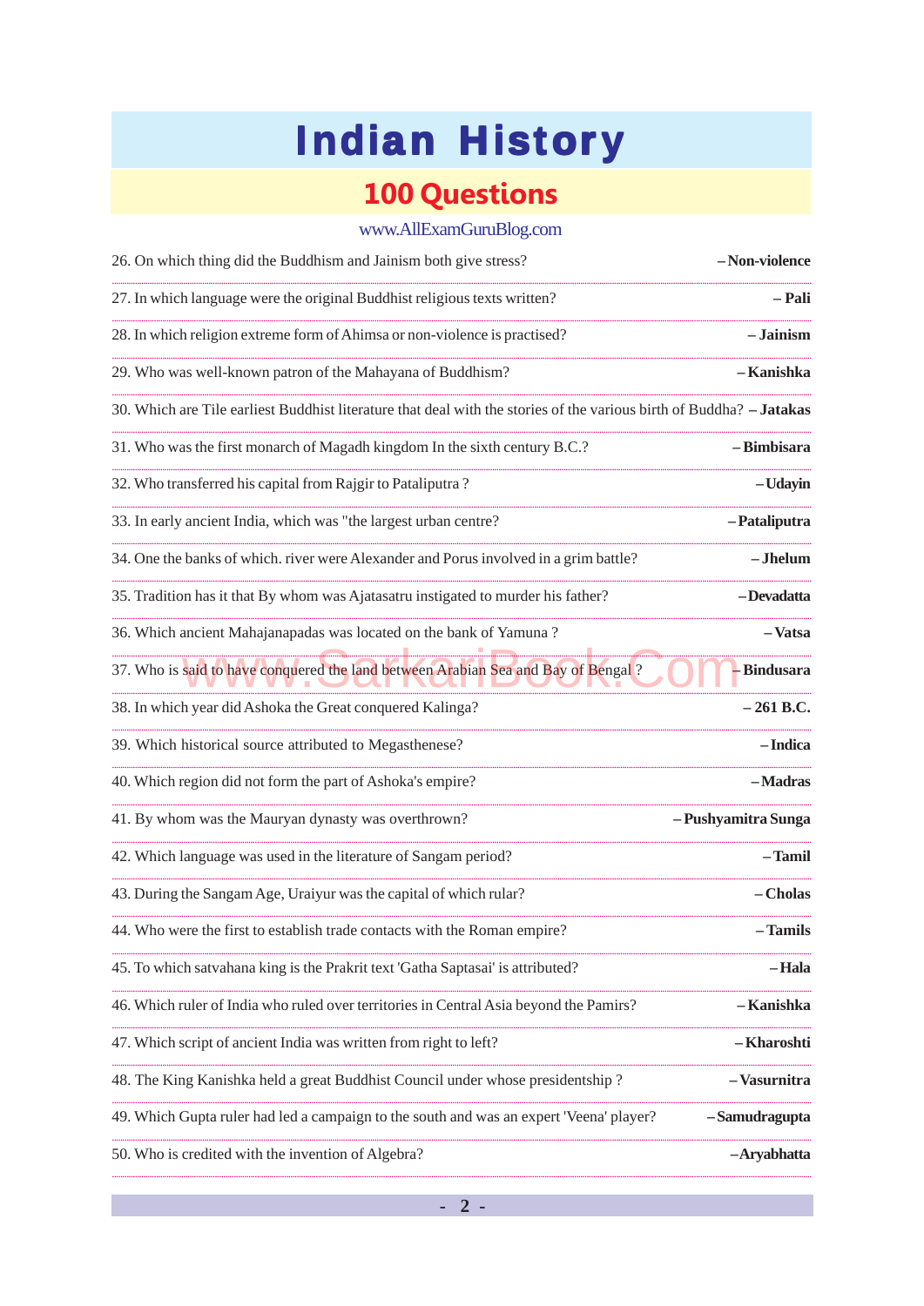# Indian History

## 100 Questions

www.AllExamGuruBlog.com

26. On which thing did the Buddhism and Jainism both give stress? **– Non-violence**

27. In which language were the original Buddhist religious texts written? **– Pali**

28. In which religion extreme form of Ahimsa or non-violence is practised? **– Jainism**

29. Who was well-known patron of the Mahayana of Buddhism? **– Kanishka**

30. Which are Tile earliest Buddhist literature that deal with the stories of the various birth of Buddha? **– Jatakas**

31. Who was the first monarch of Magadh kingdom In the sixth century B.C.? **– Bimbisara**

32. Who transferred his capital from Rajgir to Pataliputra ? **– Udayin**

33. In early ancient India, which was "the largest urban centre? **– Pataliputra**

34. One the banks of which. river were Alexander and Porus involved in a grim battle? **– Jhelum**

35. Tradition has it that By whom was Ajatasatru instigated to murder his father? **– Devadatta**

36. Which ancient Mahajanapadas was located on the bank of Yamuna ? **– Vatsa**

37. Who is said to have conquered the land between Arabian Sea and Bay of Bengal ? **– Bindusara**

38. In which year did Ashoka the Great conquered Kalinga? **– 261 B.C.**

39. Which historical source attributed to Megasthenese? **– Indica**

40. Which region did not form the part of Ashoka's empire? **– Madras**

41. By whom was the Mauryan dynasty was overthrown? **– Pushyamitra Sunga**

42. Which language was used in the literature of Sangam period? **– Tamil**

43. During the Sangam Age, Uraiyur was the capital of which rular? **– Cholas**

44. Who were the first to establish trade contacts with the Roman empire? **– Tamils**

45. To which satvahana king is the Prakrit text 'Gatha Saptasai' is attributed? **– Hala**

46. Which ruler of India who ruled over territories in Central Asia beyond the Pamirs? **– Kanishka**

47. Which script of ancient India was written from right to left? **– Kharoshti**

48. The King Kanishka held a great Buddhist Council under whose presidentship ? **– Vasurnitra**

49. Which Gupta ruler had led a campaign to the south and was an expert 'Veena' player? **– Samudragupta**

50. Who is credited with the invention of Algebra? **– Aryabhatta**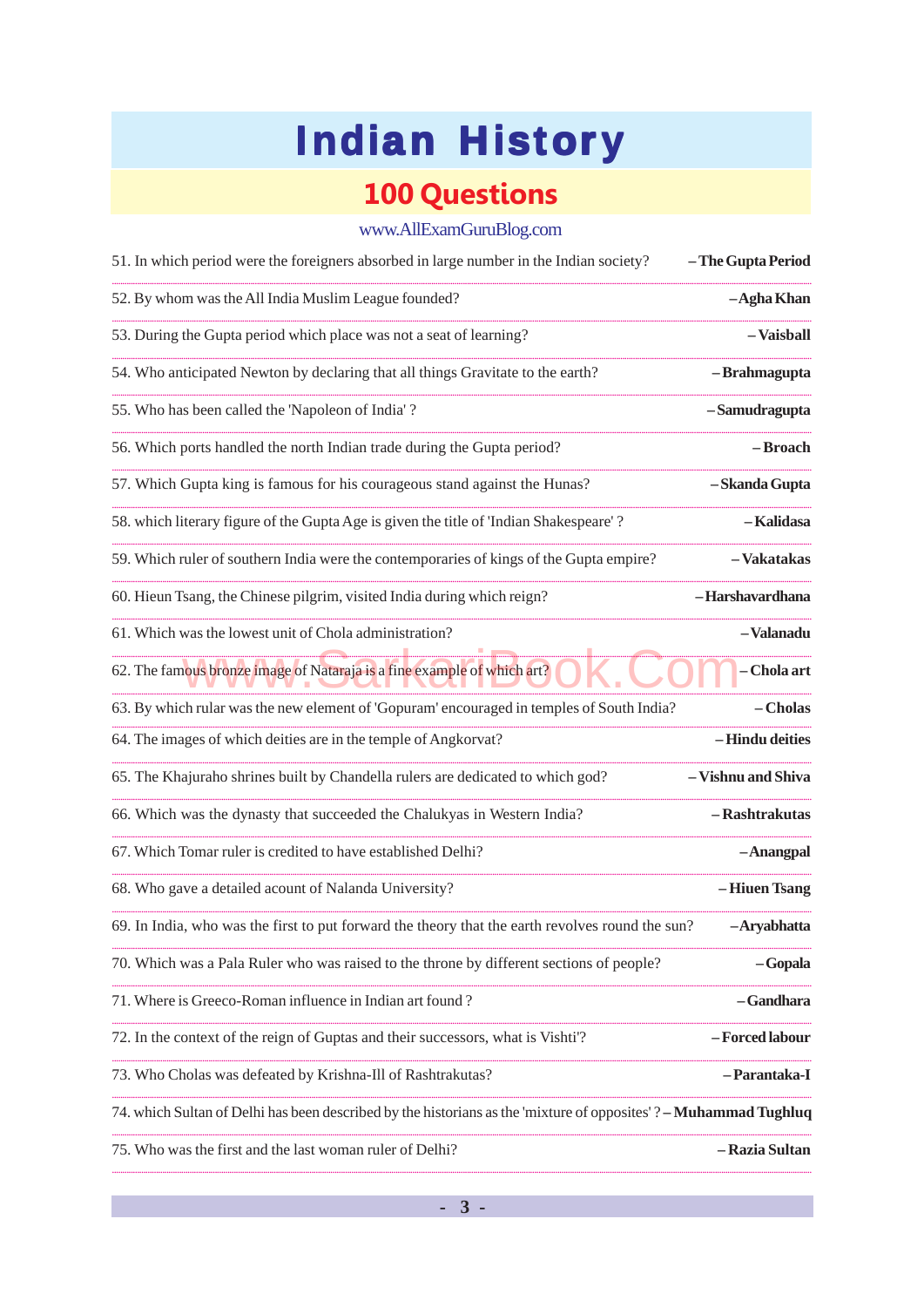# Indian History

## 100 Questions

www.AllExamGuruBlog.com

51. In which period were the foreigners absorbed in large number in the Indian society? **– The Gupta Period**

52. By whom was the All India Muslim League founded? **– Agha Khan**

53. During the Gupta period which place was not a seat of learning? **– Vaisball**

54. Who anticipated Newton by declaring that all things Gravitate to the earth? **– Brahmagupta**

55. Who has been called the 'Napoleon of India' ? **– Samudragupta**

56. Which ports handled the north Indian trade during the Gupta period? **– Broach**

57. Which Gupta king is famous for his courageous stand against the Hunas? **– Skanda Gupta**

58. which literary figure of the Gupta Age is given the title of 'Indian Shakespeare' ? **– Kalidasa**

59. Which ruler of southern India were the contemporaries of kings of the Gupta empire? **– Vakatakas**

60. Hieun Tsang, the Chinese pilgrim, visited India during which reign? **– Harshavardhana**

61. Which was the lowest unit of Chola administration? **– Valanadu**

62. The famous bronze image of Nataraja is a fine example of which art? **– Chola art**

63. By which rular was the new element of 'Gopuram' encouraged in temples of South India? **– Cholas**

64. The images of which deities are in the temple of Angkorvat? **– Hindu deities**

65. The Khajuraho shrines built by Chandella rulers are dedicated to which god? **– Vishnu and Shiva**

66. Which was the dynasty that succeeded the Chalukyas in Western India? **– Rashtrakutas**

67. Which Tomar ruler is credited to have established Delhi? **– Anangpal**

68. Who gave a detailed acount of Nalanda University? **– Hiuen Tsang**

69. In India, who was the first to put forward the theory that the earth revolves round the sun? **– Aryabhatta**

70. Which was a Pala Ruler who was raised to the throne by different sections of people? **– Gopala**

71. Where is Greeco-Roman influence in Indian art found ? **– Gandhara**

72. In the context of the reign of Guptas and their successors, what is Vishti'? **– Forced labour**

73. Who Cholas was defeated by Krishna-Ill of Rashtrakutas? **– Parantaka-I**

74. which Sultan of Delhi has been described by the historians as the 'mixture of opposites' ? **– Muhammad Tughluq**

75. Who was the first and the last woman ruler of Delhi? **– Razia Sultan**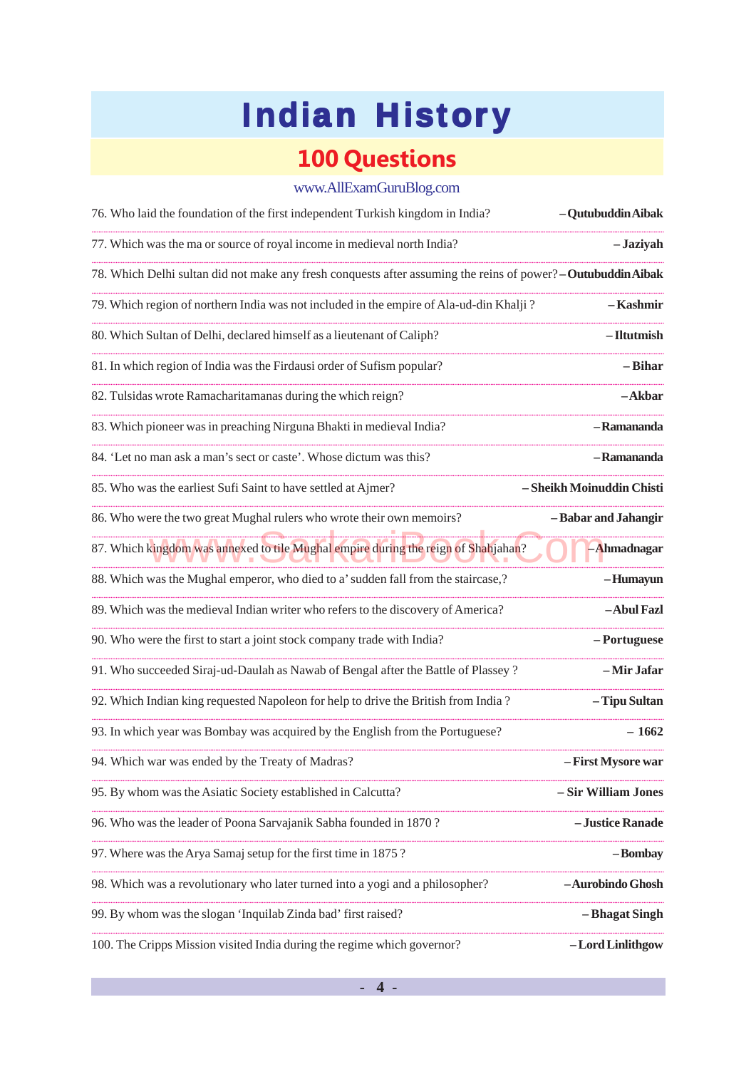# Indian History

## 100 Questions

www.AllExamGuruBlog.com

76. Who laid the foundation of the first independent Turkish kingdom in India? **– Qutubuddin Aibak**

77. Which was the ma or source of royal income in medieval north India? **– Jaziyah**

78. Which Delhi sultan did not make any fresh conquests after assuming the reins of power? **– Outubuddin Aibak**

79. Which region of northern India was not included in the empire of Ala-ud-din Khalji ? **– Kashmir**

80. Which Sultan of Delhi, declared himself as a lieutenant of Caliph? **– Iltutmish**

81. In which region of India was the Firdausi order of Sufism popular? **– Bihar**

82. Tulsidas wrote Ramacharitamanas during the which reign? **– Akbar**

83. Which pioneer was in preaching Nirguna Bhakti in medieval India? **– Ramananda**

84. 'Let no man ask a man's sect or caste'. Whose dictum was this? **– Ramananda**

85. Who was the earliest Sufi Saint to have settled at Ajmer? **– Sheikh Moinuddin Chisti**

86. Who were the two great Mughal rulers who wrote their own memoirs? **– Babar and Jahangir**

87. Which kingdom was annexed to tile Mughal empire during the reign of Shahjahan? **– Ahmadnagar**

88. Which was the Mughal emperor, who died to a' sudden fall from the staircase,? **– Humayun**

89. Which was the medieval Indian writer who refers to the discovery of America? **– Abul Fazl**

90. Who were the first to start a joint stock company trade with India? **– Portuguese**

91. Who succeeded Siraj-ud-Daulah as Nawab of Bengal after the Battle of Plassey ? **– Mir Jafar**

92. Which Indian king requested Napoleon for help to drive the British from India ? **– Tipu Sultan**

93. In which year was Bombay was acquired by the English from the Portuguese? **– 1662**

94. Which war was ended by the Treaty of Madras? **– First Mysore war**

95. By whom was the Asiatic Society established in Calcutta? **– Sir William Jones**

96. Who was the leader of Poona Sarvajanik Sabha founded in 1870 ? **– Justice Ranade**

97. Where was the Arya Samaj setup for the first time in 1875 ? **– Bombay**

98. Which was a revolutionary who later turned into a yogi and a philosopher? **– Aurobindo Ghosh**

99. By whom was the slogan 'Inquilab Zinda bad' first raised? **– Bhagat Singh**

100. The Cripps Mission visited India during the regime which governor? **– Lord Linlithgow**